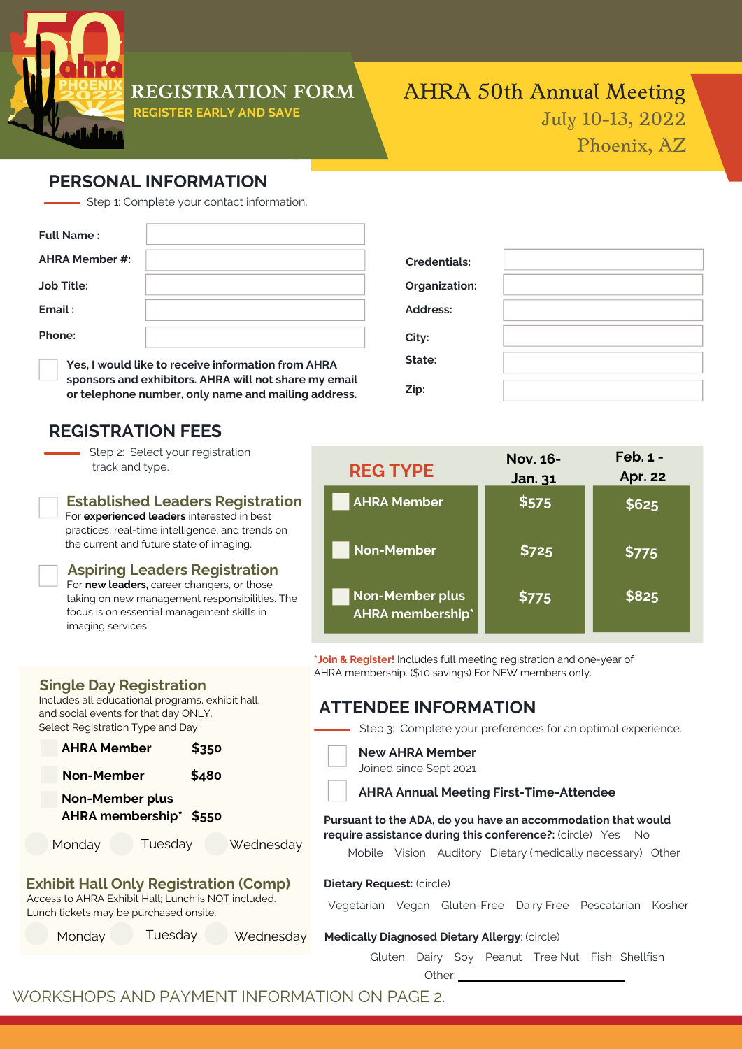# REGISTRATION FORM

REGISTER EARLY AND SAVE

## AHRA 50th Annual Meeting

July 10-13, 2022

Phoenix, AZ

## PERSONAL INFORMATION

Step 1: Complete your contact information.

| | |
|---|---|
| **Full Name :** | |
| **AHRA Member #:** | |
| **Job Title:** | |
| **Email :** | |
| **Phone:** | |

| | |
|---|---|
| **Credentials:** | |
| **Organization:** | |
| **Address:** | |
| **City:** | |
| **State:** | |
| **Zip:** | |

☐ **Yes, I would like to receive information from AHRA sponsors and exhibitors. AHRA will not share my email or telephone number, only name and mailing address.**

## REGISTRATION FEES

Step 2: Select your registration track and type.

☐ **Established Leaders Registration**
For **experienced leaders** interested in best practices, real-time intelligence, and trends on the current and future state of imaging.

☐ **Aspiring Leaders Registration**
For **new leaders,** career changers, or those taking on new management responsibilities. The focus is on essential management skills in imaging services.

| REG TYPE | Nov. 16- Jan. 31 | Feb. 1 - Apr. 22 |
|---|---|---|
| ☐ AHRA Member | $575 | $625 |
| ☐ Non-Member | $725 | $775 |
| ☐ Non-Member plus AHRA membership* | $775 | $825 |

***Join & Register!** Includes full meeting registration and one-year of AHRA membership. ($10 savings) For NEW members only.

### Single Day Registration

Includes all educational programs, exhibit hall, and social events for that day ONLY.
Select Registration Type and Day

| | |
|---|---|
| ☐ **AHRA Member** | **$350** |
| ☐ **Non-Member** | **$480** |
| ☐ **Non-Member plus AHRA membership*** | **$550** |

○ Monday ○ Tuesday ○ Wednesday

### Exhibit Hall Only Registration (Comp)

Access to AHRA Exhibit Hall; Lunch is NOT included. Lunch tickets may be purchased onsite.

○ Monday ○ Tuesday ○ Wednesday

## ATTENDEE INFORMATION

Step 3: Complete your preferences for an optimal experience.

☐ **New AHRA Member**
Joined since Sept 2021

☐ **AHRA Annual Meeting First-Time-Attendee**

**Pursuant to the ADA, do you have an accommodation that would require assistance during this conference?:** (circle) Yes No

Mobile Vision Auditory Dietary (medically necessary) Other

**Dietary Request:** (circle)

Vegetarian Vegan Gluten-Free Dairy Free Pescatarian Kosher

**Medically Diagnosed Dietary Allergy**: (circle)

Gluten Dairy Soy Peanut Tree Nut Fish Shellfish

Other: ____________________

WORKSHOPS AND PAYMENT INFORMATION ON PAGE 2.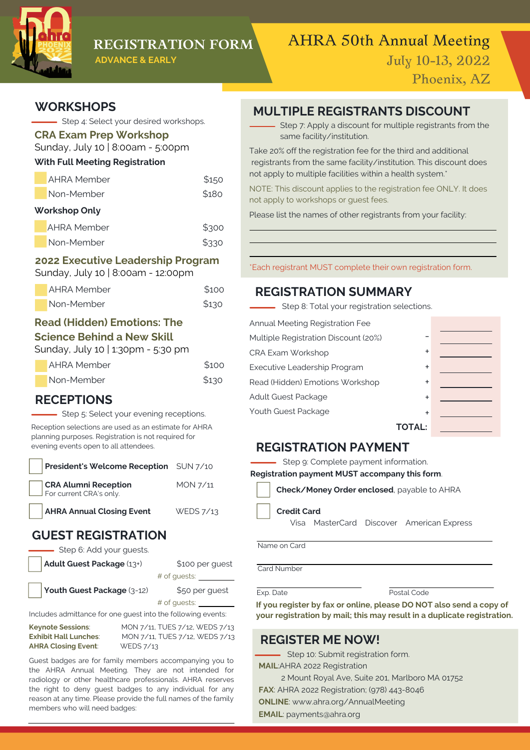# REGISTRATION FORM

**ADVANCE & EARLY**

AHRA 50th Annual Meeting
July 10-13, 2022
Phoenix, AZ

## WORKSHOPS

Step 4: Select your desired workshops.

### CRA Exam Prep Workshop

Sunday, July 10 | 8:00am - 5:00pm

**With Full Meeting Registration**

| | |
|---|---|
| AHRA Member | $150 |
| Non-Member | $180 |

**Workshop Only**

| | |
|---|---|
| AHRA Member | $300 |
| Non-Member | $330 |

### 2022 Executive Leadership Program

Sunday, July 10 | 8:00am - 12:00pm

| | |
|---|---|
| AHRA Member | $100 |
| Non-Member | $130 |

### Read (Hidden) Emotions: The Science Behind a New Skill

Sunday, July 10 | 1:30pm - 5:30 pm

| | |
|---|---|
| AHRA Member | $100 |
| Non-Member | $130 |

## RECEPTIONS

Step 5: Select your evening receptions.

Reception selections are used as an estimate for AHRA planning purposes. Registration is not required for evening events open to all attendees.

| | |
|---|---|
| **President's Welcome Reception** | SUN 7/10 |
| **CRA Alumni Reception** For current CRA's only. | MON 7/11 |
| **AHRA Annual Closing Event** | WEDS 7/13 |

## GUEST REGISTRATION

Step 6: Add your guests.

**Adult Guest Package** (13+) — $100 per guest — # of guests: ________

**Youth Guest Package** (3-12) — $50 per guest — # of guests: ________

Includes admittance for one guest into the following events:

| | |
|---|---|
| **Keynote Sessions**: | MON 7/11, TUES 7/12, WEDS 7/13 |
| **Exhibit Hall Lunches**: | MON 7/11, TUES 7/12, WEDS 7/13 |
| **AHRA Closing Event**: | WEDS 7/13 |

Guest badges are for family members accompanying you to the AHRA Annual Meeting. They are not intended for radiology or other healthcare professionals. AHRA reserves the right to deny guest badges to any individual for any reason at any time. Please provide the full names of the family members who will need badges:

________________________________________

## MULTIPLE REGISTRANTS DISCOUNT

Step 7: Apply a discount for multiple registrants from the same facility/institution.

Take 20% off the registration fee for the third and additional registrants from the same facility/institution. This discount does not apply to multiple facilities within a health system.*

NOTE: This discount applies to the registration fee ONLY. It does not apply to workshops or guest fees.

Please list the names of other registrants from your facility:

________________________________________

________________________________________

________________________________________

*Each registrant MUST complete their own registration form.

## REGISTRATION SUMMARY

Step 8: Total your registration selections.

| | | |
|---|---|---|
| Annual Meeting Registration Fee | | ________ |
| Multiple Registration Discount (20%) | - | ________ |
| CRA Exam Workshop | + | ________ |
| Executive Leadership Program | + | ________ |
| Read (Hidden) Emotions Workshop | + | ________ |
| Adult Guest Package | + | ________ |
| Youth Guest Package | + | ________ |
| **TOTAL:** | | ________ |

## REGISTRATION PAYMENT

Step 9: Complete payment information.

**Registration payment MUST accompany this form**.

**Check/Money Order enclosed**, payable to AHRA

**Credit Card**

Visa MasterCard Discover American Express

Name on Card ________________________________________

Card Number ________________________________________

Exp. Date ________________ Postal Code ________________

**If you register by fax or online, please DO NOT also send a copy of your registration by mail; this may result in a duplicate registration.**

## REGISTER ME NOW!

Step 10: Submit registration form.

**MAIL**:AHRA 2022 Registration
2 Mount Royal Ave, Suite 201, Marlboro MA 01752

**FAX**: AHRA 2022 Registration; (978) 443-8046

**ONLINE**: www.ahra.org/AnnualMeeting

**EMAIL**: payments@ahra.org